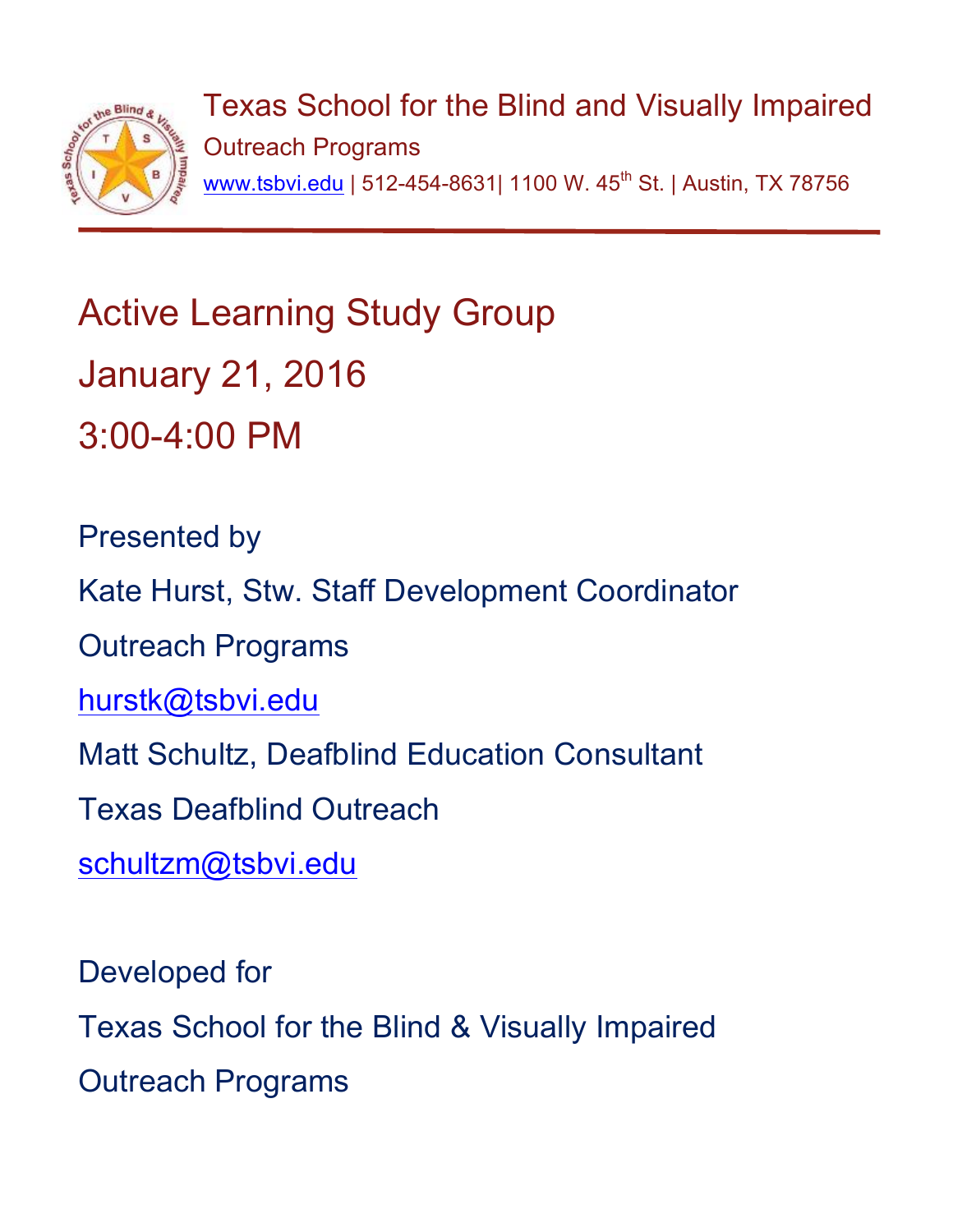Texas School for the Blind and Visually Impaired

Outreach Programs

www.tsbvi.edu | 512-454-8631| 1100 W. 45th St. | Austin, TX 78756

# Active Learning Study Group

## January 21, 2016

## 3:00-4:00 PM

Presented by

Kate Hurst, Stw. Staff Development Coordinator

Outreach Programs

hurstk@tsbvi.edu

Matt Schultz, Deafblind Education Consultant

Texas Deafblind Outreach

schultzm@tsbvi.edu

Developed for

Texas School for the Blind & Visually Impaired

Outreach Programs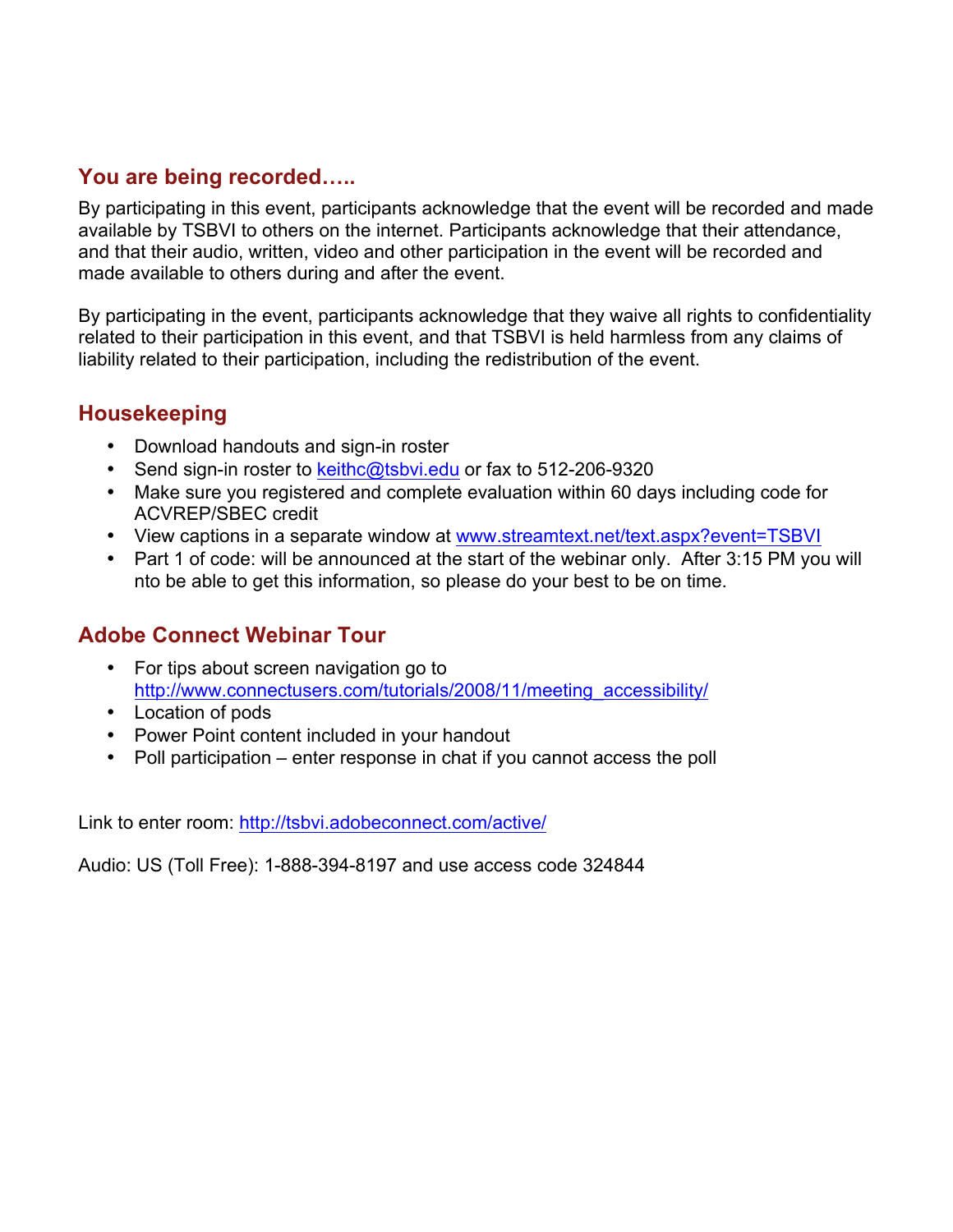## You are being recorded…..

By participating in this event, participants acknowledge that the event will be recorded and made available by TSBVI to others on the internet. Participants acknowledge that their attendance, and that their audio, written, video and other participation in the event will be recorded and made available to others during and after the event.

By participating in the event, participants acknowledge that they waive all rights to confidentiality related to their participation in this event, and that TSBVI is held harmless from any claims of liability related to their participation, including the redistribution of the event.

## Housekeeping

- Download handouts and sign-in roster
- Send sign-in roster to keithc@tsbvi.edu or fax to 512-206-9320
- Make sure you registered and complete evaluation within 60 days including code for ACVREP/SBEC credit
- View captions in a separate window at www.streamtext.net/text.aspx?event=TSBVI
- Part 1 of code: will be announced at the start of the webinar only. After 3:15 PM you will nto be able to get this information, so please do your best to be on time.

## Adobe Connect Webinar Tour

- For tips about screen navigation go to http://www.connectusers.com/tutorials/2008/11/meeting_accessibility/
- Location of pods
- Power Point content included in your handout
- Poll participation – enter response in chat if you cannot access the poll

Link to enter room: http://tsbvi.adobeconnect.com/active/

Audio: US (Toll Free): 1-888-394-8197 and use access code 324844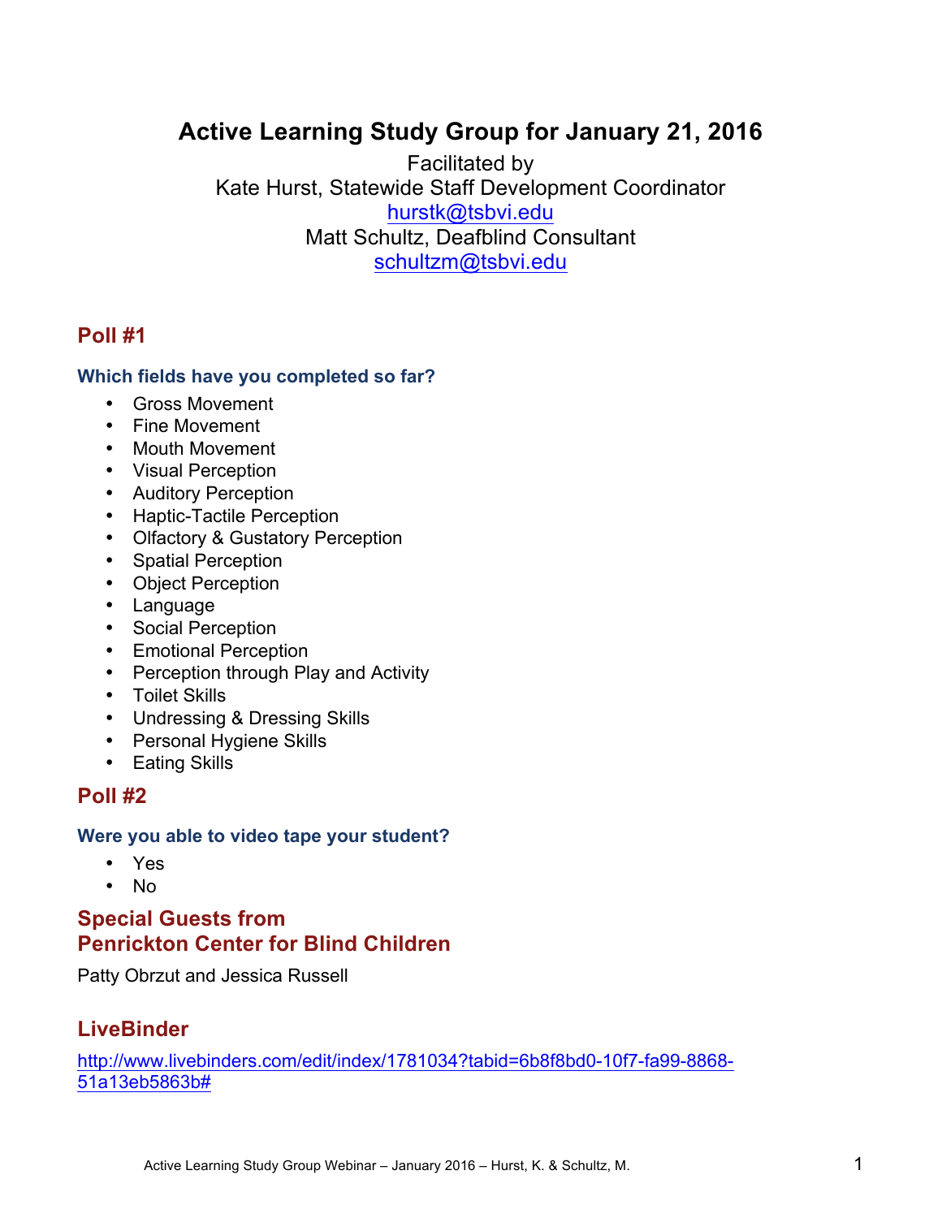# Active Learning Study Group for January 21, 2016

Facilitated by
Kate Hurst, Statewide Staff Development Coordinator
hurstk@tsbvi.edu
Matt Schultz, Deafblind Consultant
schultzm@tsbvi.edu

## Poll #1

### Which fields have you completed so far?

- Gross Movement
- Fine Movement
- Mouth Movement
- Visual Perception
- Auditory Perception
- Haptic-Tactile Perception
- Olfactory & Gustatory Perception
- Spatial Perception
- Object Perception
- Language
- Social Perception
- Emotional Perception
- Perception through Play and Activity
- Toilet Skills
- Undressing & Dressing Skills
- Personal Hygiene Skills
- Eating Skills

## Poll #2

### Were you able to video tape your student?

- Yes
- No

## Special Guests from Penrickton Center for Blind Children

Patty Obrzut and Jessica Russell

## LiveBinder

http://www.livebinders.com/edit/index/1781034?tabid=6b8f8bd0-10f7-fa99-8868-51a13eb5863b#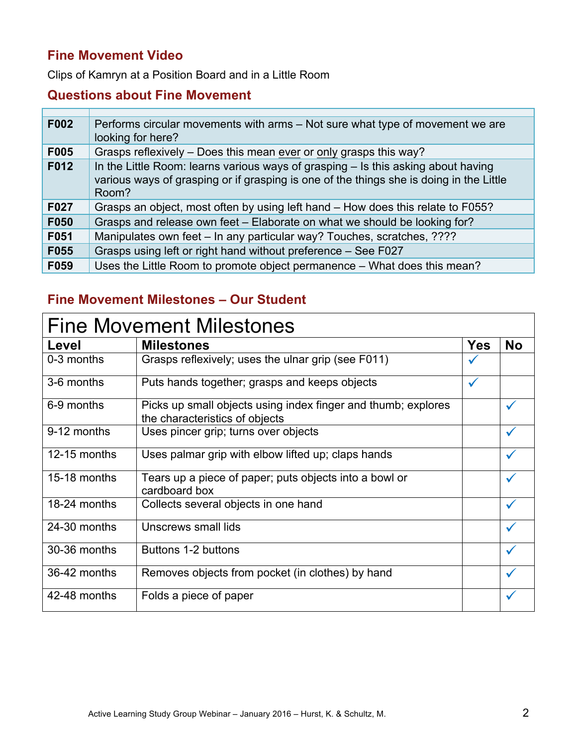## Fine Movement Video

Clips of Kamryn at a Position Board and in a Little Room

## Questions about Fine Movement

| | |
|---|---|
| **F002** | Performs circular movements with arms – Not sure what type of movement we are looking for here? |
| **F005** | Grasps reflexively – Does this mean ever or only grasps this way? |
| **F012** | In the Little Room: learns various ways of grasping – Is this asking about having various ways of grasping or if grasping is one of the things she is doing in the Little Room? |
| **F027** | Grasps an object, most often by using left hand – How does this relate to F055? |
| **F050** | Grasps and release own feet – Elaborate on what we should be looking for? |
| **F051** | Manipulates own feet – In any particular way? Touches, scratches, ???? |
| **F055** | Grasps using left or right hand without preference – See F027 |
| **F059** | Uses the Little Room to promote object permanence – What does this mean? |

## Fine Movement Milestones – Our Student

| Fine Movement Milestones | | | |
|---|---|---|---|
| **Level** | **Milestones** | **Yes** | **No** |
| 0-3 months | Grasps reflexively; uses the ulnar grip (see F011) | ✓ | |
| 3-6 months | Puts hands together; grasps and keeps objects | ✓ | |
| 6-9 months | Picks up small objects using index finger and thumb; explores the characteristics of objects | | ✓ |
| 9-12 months | Uses pincer grip; turns over objects | | ✓ |
| 12-15 months | Uses palmar grip with elbow lifted up; claps hands | | ✓ |
| 15-18 months | Tears up a piece of paper; puts objects into a bowl or cardboard box | | ✓ |
| 18-24 months | Collects several objects in one hand | | ✓ |
| 24-30 months | Unscrews small lids | | ✓ |
| 30-36 months | Buttons 1-2 buttons | | ✓ |
| 36-42 months | Removes objects from pocket (in clothes) by hand | | ✓ |
| 42-48 months | Folds a piece of paper | | ✓ |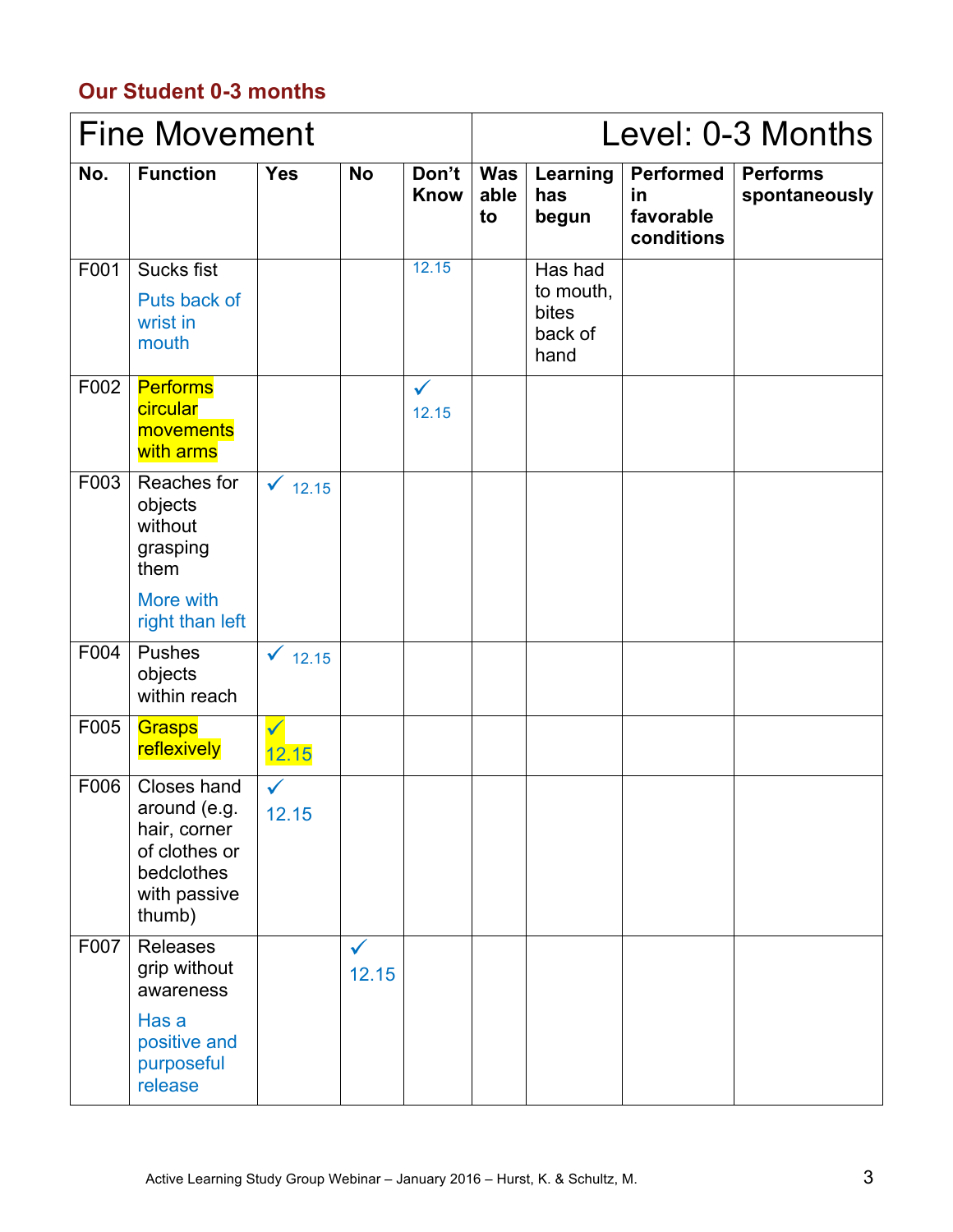## Our Student 0-3 months

| Fine Movement | | | | | Level: 0-3 Months | | | |
|---|---|---|---|---|---|---|---|---|
| **No.** | **Function** | **Yes** | **No** | **Don't Know** | **Was able to** | **Learning has begun** | **Performed in favorable conditions** | **Performs spontaneously** |
| F001 | Sucks fist<br>Puts back of wrist in mouth | | | 12.15 | | Has had to mouth, bites back of hand | | |
| F002 | Performs circular movements with arms | | | ✓ 12.15 | | | | |
| F003 | Reaches for objects without grasping them<br>More with right than left | ✓ 12.15 | | | | | | |
| F004 | Pushes objects within reach | ✓ 12.15 | | | | | | |
| F005 | Grasps reflexively | ✓ 12.15 | | | | | | |
| F006 | Closes hand around (e.g. hair, corner of clothes or bedclothes with passive thumb) | ✓ 12.15 | | | | | | |
| F007 | Releases grip without awareness<br>Has a positive and purposeful release | | ✓ 12.15 | | | | | |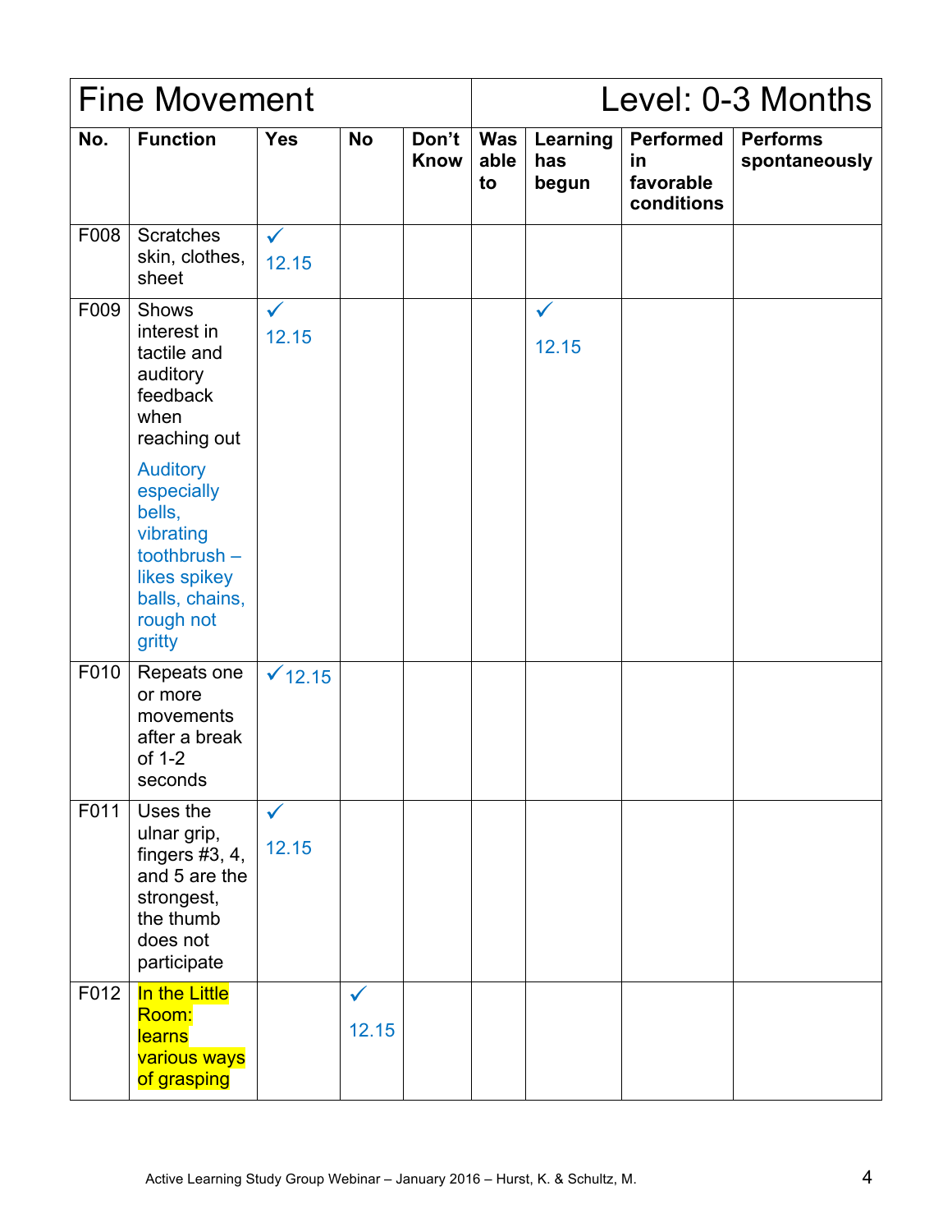| Fine Movement | | | | | | | | Level: 0-3 Months |
|---|---|---|---|---|---|---|---|---|
| **No.** | **Function** | **Yes** | **No** | **Don't Know** | **Was able to** | **Learning has begun** | **Performed in favorable conditions** | **Performs spontaneously** |
| F008 | Scratches skin, clothes, sheet | ✓ 12.15 | | | | | | |
| F009 | Shows interest in tactile and auditory feedback when reaching out<br><br>Auditory especially bells, vibrating toothbrush – likes spikey balls, chains, rough not gritty | ✓ 12.15 | | | | ✓ 12.15 | | |
| F010 | Repeats one or more movements after a break of 1-2 seconds | ✓ 12.15 | | | | | | |
| F011 | Uses the ulnar grip, fingers #3, 4, and 5 are the strongest, the thumb does not participate | ✓ 12.15 | | | | | | |
| F012 | In the Little Room: learns various ways of grasping | | ✓ 12.15 | | | | | |

Active Learning Study Group Webinar – January 2016 – Hurst, K. & Schultz, M.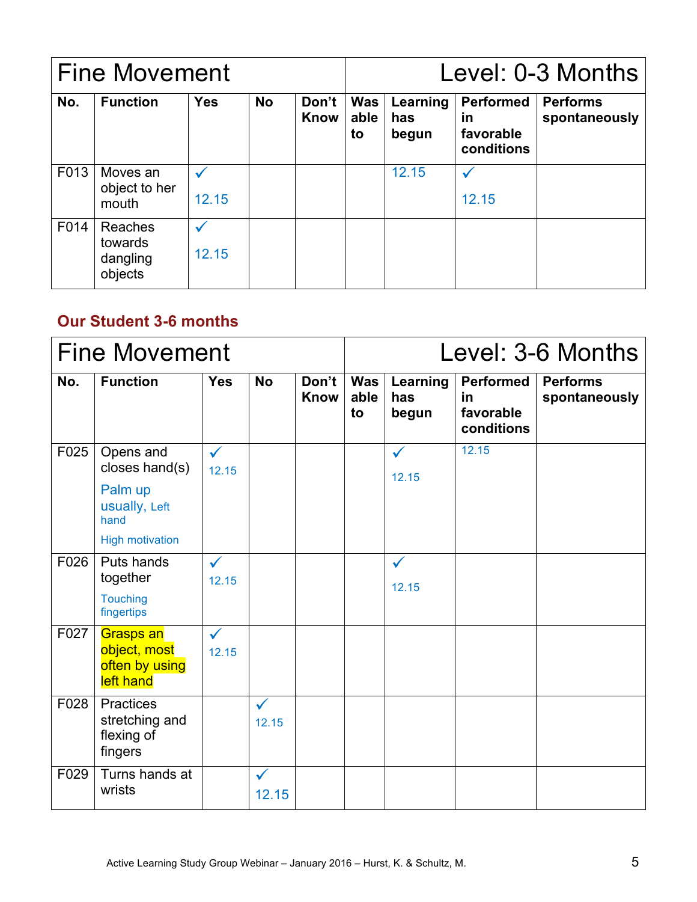| Fine Movement | | | | | Level: 0-3 Months | | | |
|---|---|---|---|---|---|---|---|---|
| **No.** | **Function** | **Yes** | **No** | **Don't Know** | **Was able to** | **Learning has begun** | **Performed in favorable conditions** | **Performs spontaneously** |
| F013 | Moves an object to her mouth | ✓ 12.15 | | | | 12.15 | ✓ 12.15 | |
| F014 | Reaches towards dangling objects | ✓ 12.15 | | | | | | |

**Our Student 3-6 months**

| Fine Movement | | | | | Level: 3-6 Months | | | |
|---|---|---|---|---|---|---|---|---|
| **No.** | **Function** | **Yes** | **No** | **Don't Know** | **Was able to** | **Learning has begun** | **Performed in favorable conditions** | **Performs spontaneously** |
| F025 | Opens and closes hand(s) Palm up usually, Left hand High motivation | ✓ 12.15 | | | | ✓ 12.15 | 12.15 | |
| F026 | Puts hands together Touching fingertips | ✓ 12.15 | | | | ✓ 12.15 | | |
| F027 | Grasps an object, most often by using left hand | ✓ 12.15 | | | | | | |
| F028 | Practices stretching and flexing of fingers | | ✓ 12.15 | | | | | |
| F029 | Turns hands at wrists | | ✓ 12.15 | | | | | |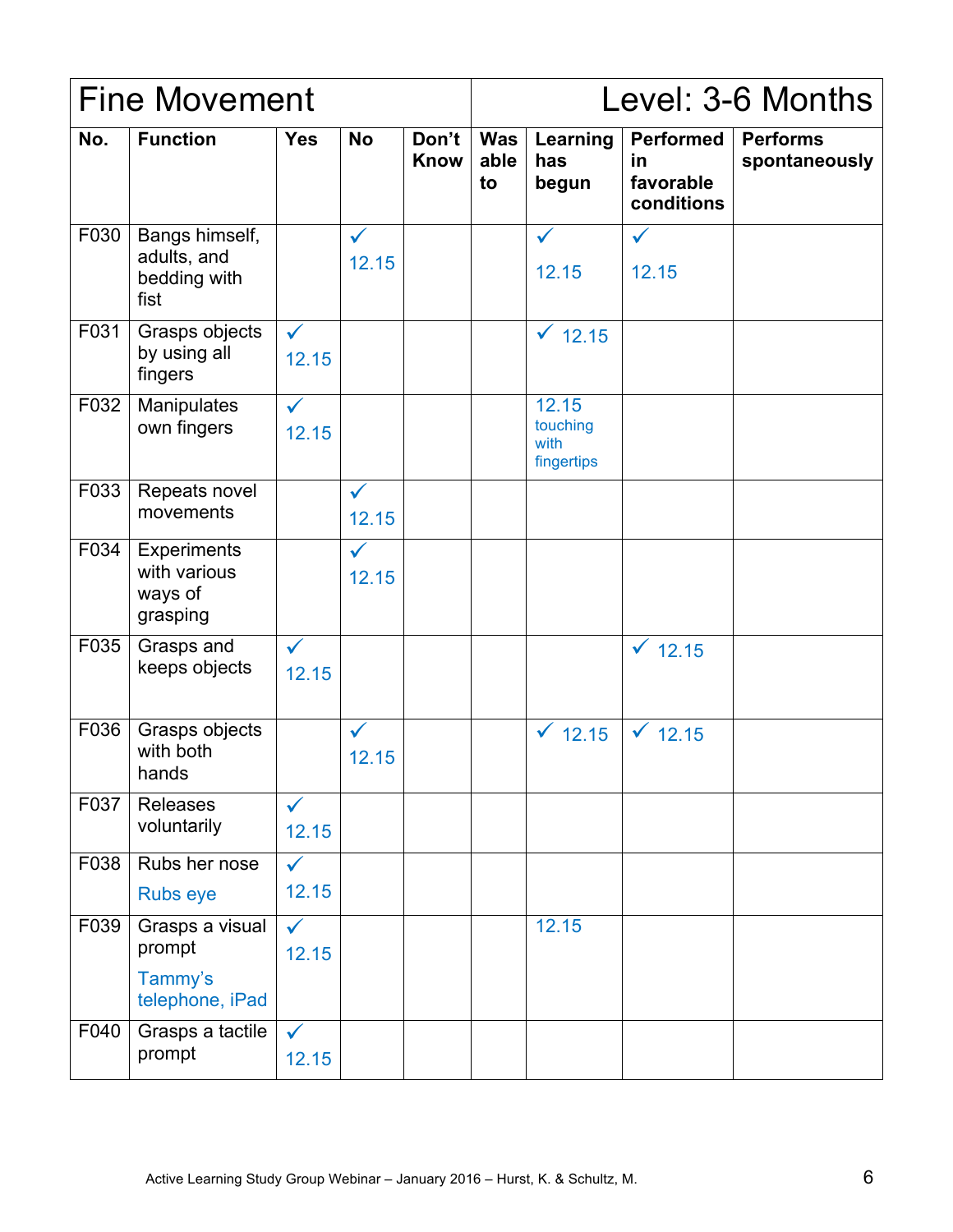| Fine Movement | | | | | | | | Level: 3-6 Months |
|---|---|---|---|---|---|---|---|---|
| **No.** | **Function** | **Yes** | **No** | **Don't Know** | **Was able to** | **Learning has begun** | **Performed in favorable conditions** | **Performs spontaneously** |
| F030 | Bangs himself, adults, and bedding with fist | | ✓ 12.15 | | | ✓ 12.15 | ✓ 12.15 | |
| F031 | Grasps objects by using all fingers | ✓ 12.15 | | | | ✓ 12.15 | | |
| F032 | Manipulates own fingers | ✓ 12.15 | | | | 12.15 touching with fingertips | | |
| F033 | Repeats novel movements | | ✓ 12.15 | | | | | |
| F034 | Experiments with various ways of grasping | | ✓ 12.15 | | | | | |
| F035 | Grasps and keeps objects | ✓ 12.15 | | | | | ✓ 12.15 | |
| F036 | Grasps objects with both hands | | ✓ 12.15 | | | ✓ 12.15 | ✓ 12.15 | |
| F037 | Releases voluntarily | ✓ 12.15 | | | | | | |
| F038 | Rubs her nose Rubs eye | ✓ 12.15 | | | | | | |
| F039 | Grasps a visual prompt Tammy's telephone, iPad | ✓ 12.15 | | | | 12.15 | | |
| F040 | Grasps a tactile prompt | ✓ 12.15 | | | | | | |

Active Learning Study Group Webinar – January 2016 – Hurst, K. & Schultz, M.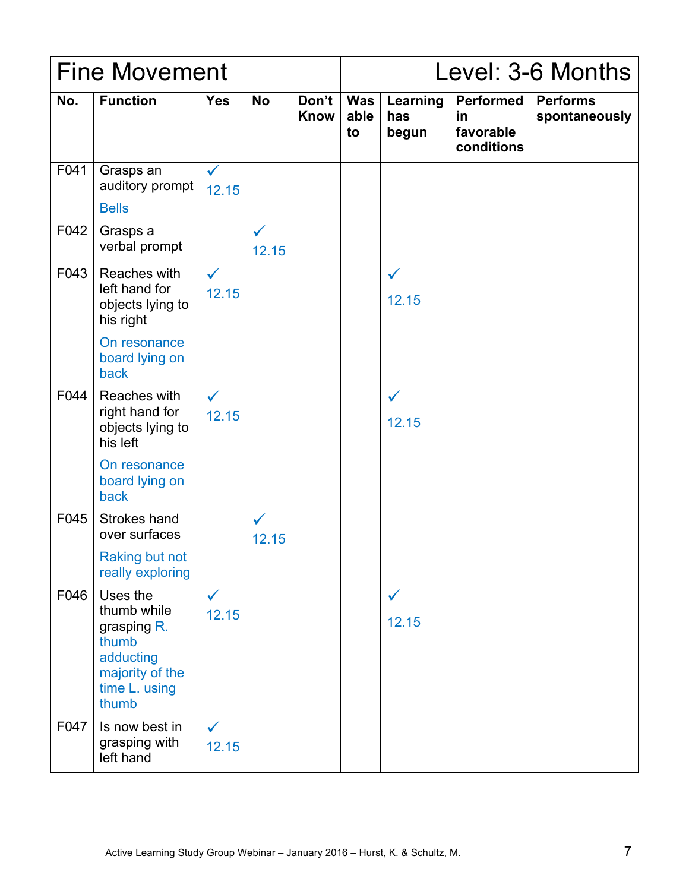| Fine Movement | | | | | | | | Level: 3-6 Months |
|---|---|---|---|---|---|---|---|---|
| **No.** | **Function** | **Yes** | **No** | **Don't Know** | **Was able to** | **Learning has begun** | **Performed in favorable conditions** | **Performs spontaneously** |
| F041 | Grasps an auditory prompt Bells | ✓ 12.15 | | | | | | |
| F042 | Grasps a verbal prompt | | ✓ 12.15 | | | | | |
| F043 | Reaches with left hand for objects lying to his right On resonance board lying on back | ✓ 12.15 | | | | ✓ 12.15 | | |
| F044 | Reaches with right hand for objects lying to his left On resonance board lying on back | ✓ 12.15 | | | | ✓ 12.15 | | |
| F045 | Strokes hand over surfaces Raking but not really exploring | | ✓ 12.15 | | | | | |
| F046 | Uses the thumb while grasping R. thumb adducting majority of the time L. using thumb | ✓ 12.15 | | | | ✓ 12.15 | | |
| F047 | Is now best in grasping with left hand | ✓ 12.15 | | | | | | |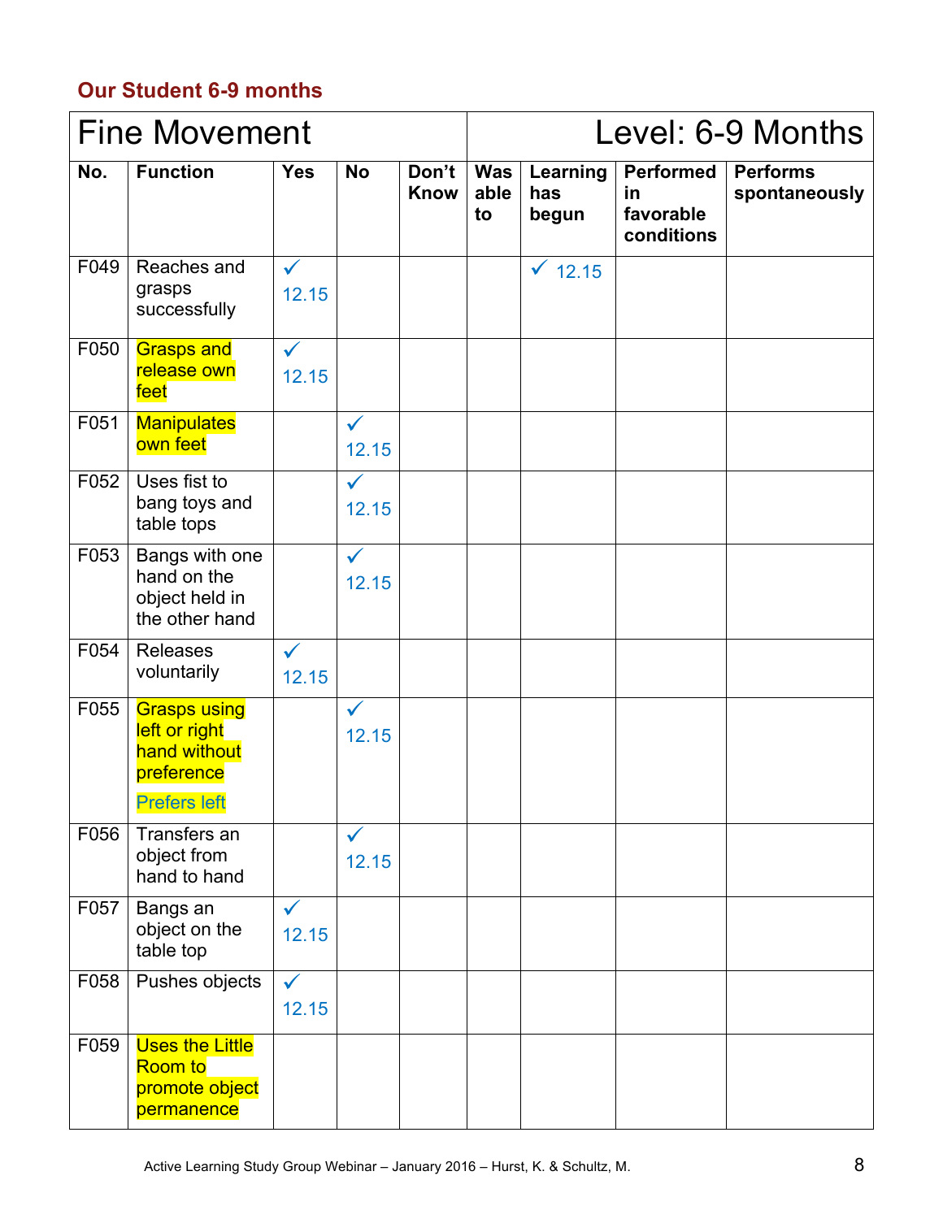## Our Student 6-9 months

| Fine Movement | | | | | | | | Level: 6-9 Months |
|---|---|---|---|---|---|---|---|---|
| **No.** | **Function** | **Yes** | **No** | **Don't Know** | **Was able to** | **Learning has begun** | **Performed in favorable conditions** | **Performs spontaneously** |
| F049 | Reaches and grasps successfully | ✓ 12.15 | | | | ✓ 12.15 | | |
| F050 | Grasps and release own feet | ✓ 12.15 | | | | | | |
| F051 | Manipulates own feet | | ✓ 12.15 | | | | | |
| F052 | Uses fist to bang toys and table tops | | ✓ 12.15 | | | | | |
| F053 | Bangs with one hand on the object held in the other hand | | ✓ 12.15 | | | | | |
| F054 | Releases voluntarily | ✓ 12.15 | | | | | | |
| F055 | Grasps using left or right hand without preference<br><br>Prefers left | | ✓ 12.15 | | | | | |
| F056 | Transfers an object from hand to hand | | ✓ 12.15 | | | | | |
| F057 | Bangs an object on the table top | ✓ 12.15 | | | | | | |
| F058 | Pushes objects | ✓ 12.15 | | | | | | |
| F059 | Uses the Little Room to promote object permanence | | | | | | | |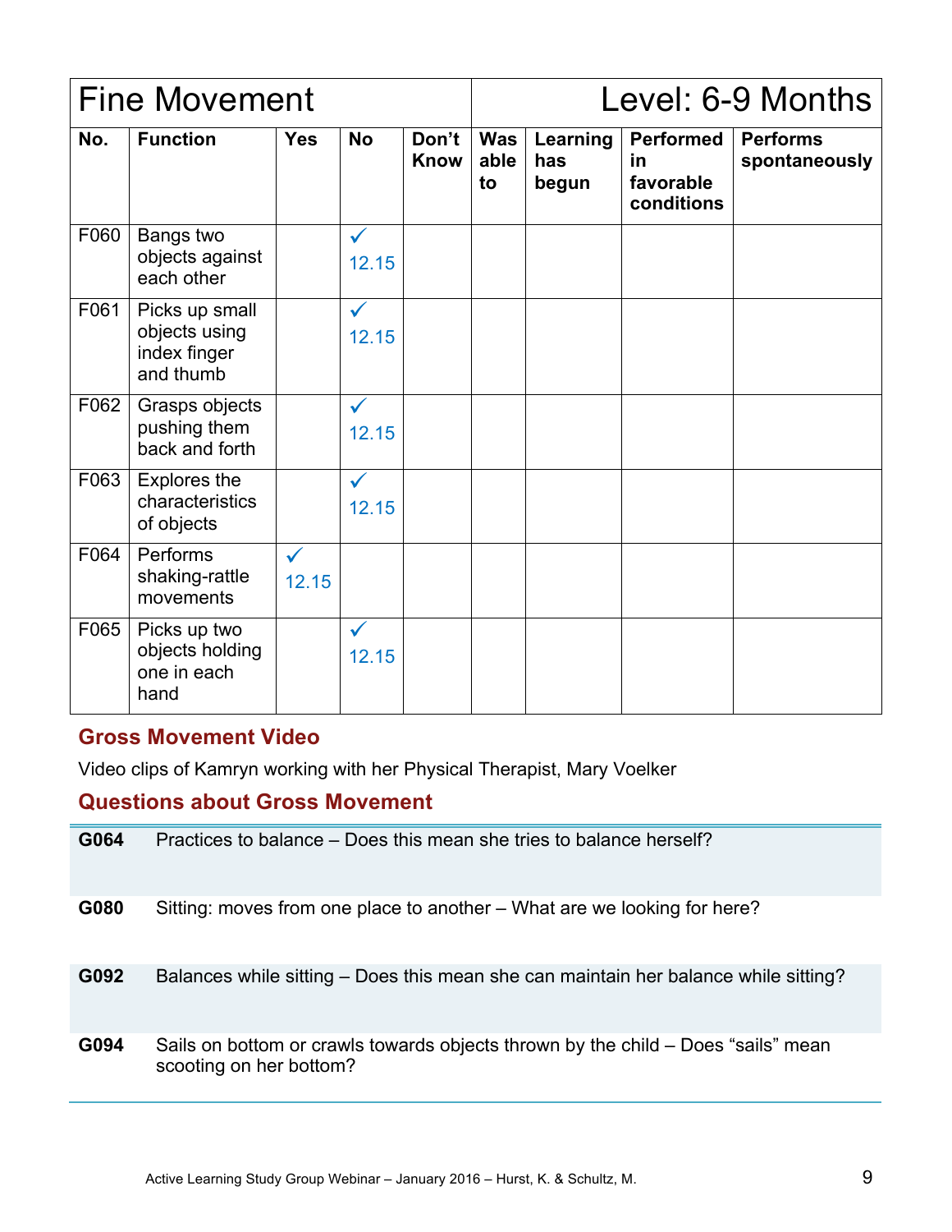| Fine Movement | | | | | Level: 6-9 Months | | | |
|---|---|---|---|---|---|---|---|---|
| **No.** | **Function** | **Yes** | **No** | **Don't Know** | **Was able to** | **Learning has begun** | **Performed in favorable conditions** | **Performs spontaneously** |
| F060 | Bangs two objects against each other | | ✓ 12.15 | | | | | |
| F061 | Picks up small objects using index finger and thumb | | ✓ 12.15 | | | | | |
| F062 | Grasps objects pushing them back and forth | | ✓ 12.15 | | | | | |
| F063 | Explores the characteristics of objects | | ✓ 12.15 | | | | | |
| F064 | Performs shaking-rattle movements | ✓ 12.15 | | | | | | |
| F065 | Picks up two objects holding one in each hand | | ✓ 12.15 | | | | | |

## Gross Movement Video

Video clips of Kamryn working with her Physical Therapist, Mary Voelker

## Questions about Gross Movement

| | |
|---|---|
| **G064** | Practices to balance – Does this mean she tries to balance herself? |
| **G080** | Sitting: moves from one place to another – What are we looking for here? |
| **G092** | Balances while sitting – Does this mean she can maintain her balance while sitting? |
| **G094** | Sails on bottom or crawls towards objects thrown by the child – Does "sails" mean scooting on her bottom? |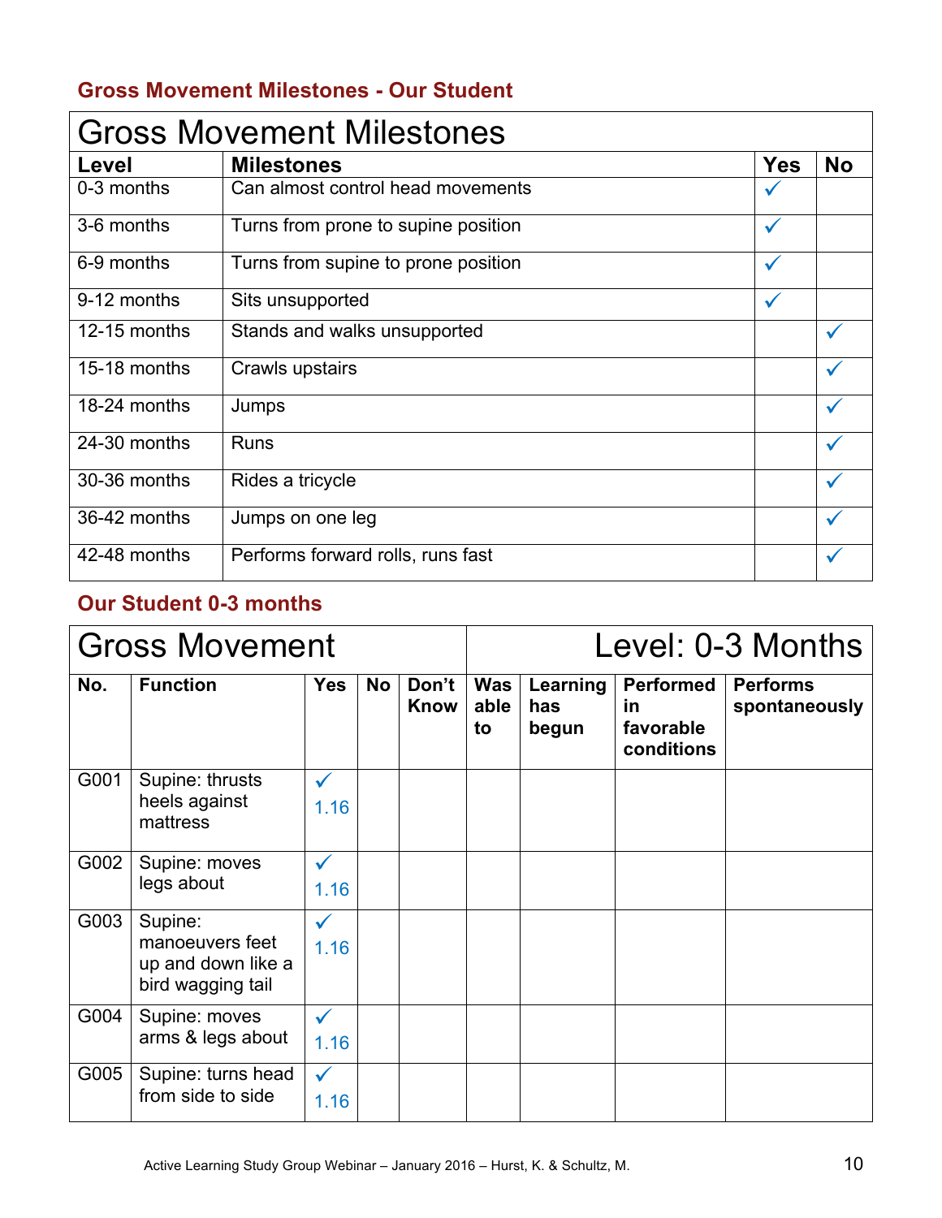## Gross Movement Milestones - Our Student

| Gross Movement Milestones | | | |
|---|---|---|---|
| **Level** | **Milestones** | **Yes** | **No** |
| 0-3 months | Can almost control head movements | ✓ | |
| 3-6 months | Turns from prone to supine position | ✓ | |
| 6-9 months | Turns from supine to prone position | ✓ | |
| 9-12 months | Sits unsupported | ✓ | |
| 12-15 months | Stands and walks unsupported | | ✓ |
| 15-18 months | Crawls upstairs | | ✓ |
| 18-24 months | Jumps | | ✓ |
| 24-30 months | Runs | | ✓ |
| 30-36 months | Rides a tricycle | | ✓ |
| 36-42 months | Jumps on one leg | | ✓ |
| 42-48 months | Performs forward rolls, runs fast | | ✓ |

## Our Student 0-3 months

| Gross Movement | | | | | Level: 0-3 Months | | | |
|---|---|---|---|---|---|---|---|---|
| **No.** | **Function** | **Yes** | **No** | **Don't Know** | **Was able to** | **Learning has begun** | **Performed in favorable conditions** | **Performs spontaneously** |
| G001 | Supine: thrusts heels against mattress | ✓ 1.16 | | | | | | |
| G002 | Supine: moves legs about | ✓ 1.16 | | | | | | |
| G003 | Supine: manoeuvers feet up and down like a bird wagging tail | ✓ 1.16 | | | | | | |
| G004 | Supine: moves arms & legs about | ✓ 1.16 | | | | | | |
| G005 | Supine: turns head from side to side | ✓ 1.16 | | | | | | |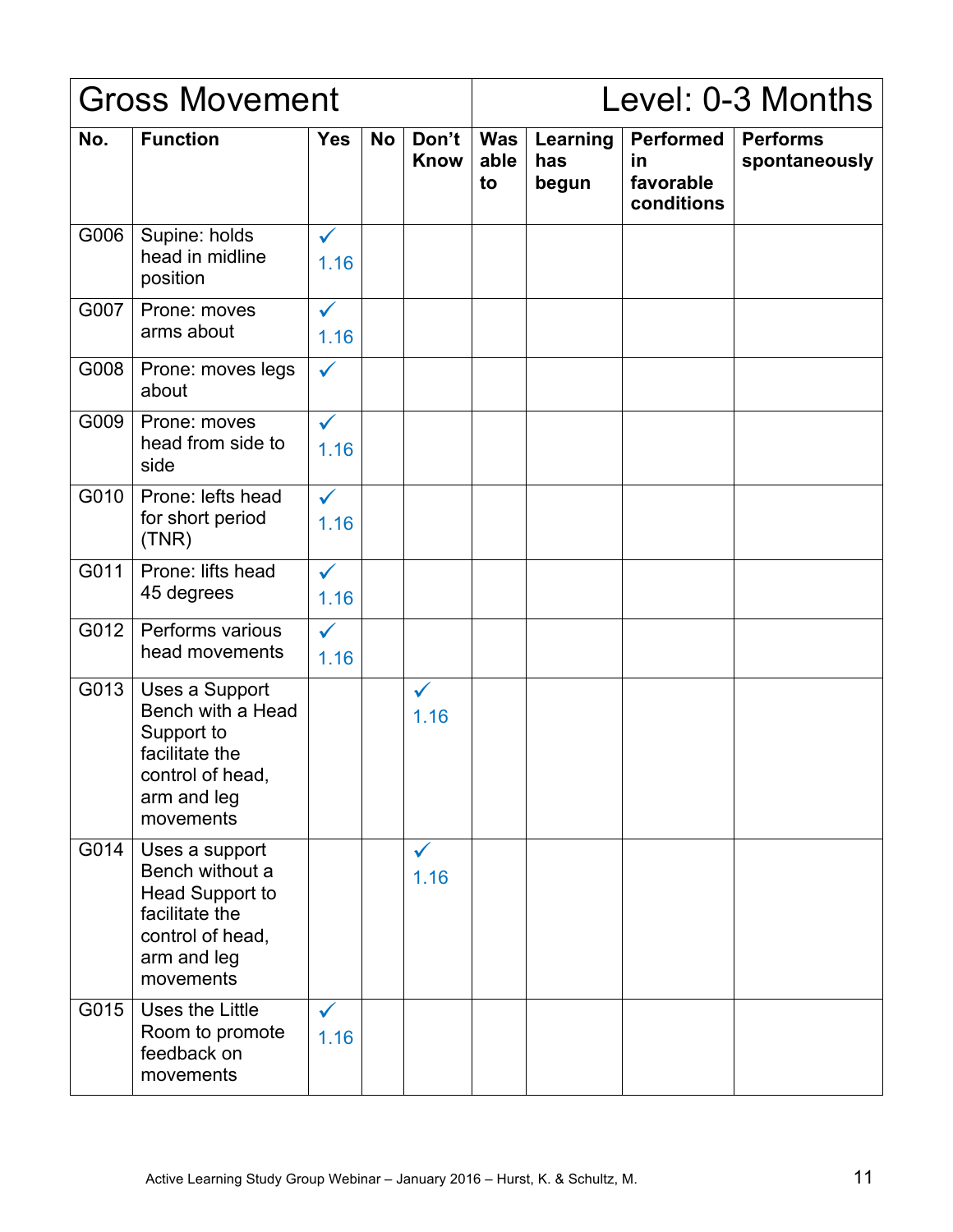| Gross Movement | | | | | | | | Level: 0-3 Months |
|---|---|---|---|---|---|---|---|---|
| **No.** | **Function** | **Yes** | **No** | **Don't Know** | **Was able to** | **Learning has begun** | **Performed in favorable conditions** | **Performs spontaneously** |
| G006 | Supine: holds head in midline position | ✓ 1.16 | | | | | | |
| G007 | Prone: moves arms about | ✓ 1.16 | | | | | | |
| G008 | Prone: moves legs about | ✓ | | | | | | |
| G009 | Prone: moves head from side to side | ✓ 1.16 | | | | | | |
| G010 | Prone: lefts head for short period (TNR) | ✓ 1.16 | | | | | | |
| G011 | Prone: lifts head 45 degrees | ✓ 1.16 | | | | | | |
| G012 | Performs various head movements | ✓ 1.16 | | | | | | |
| G013 | Uses a Support Bench with a Head Support to facilitate the control of head, arm and leg movements | | | ✓ 1.16 | | | | |
| G014 | Uses a support Bench without a Head Support to facilitate the control of head, arm and leg movements | | | ✓ 1.16 | | | | |
| G015 | Uses the Little Room to promote feedback on movements | ✓ 1.16 | | | | | | |

Active Learning Study Group Webinar – January 2016 – Hurst, K. & Schultz, M.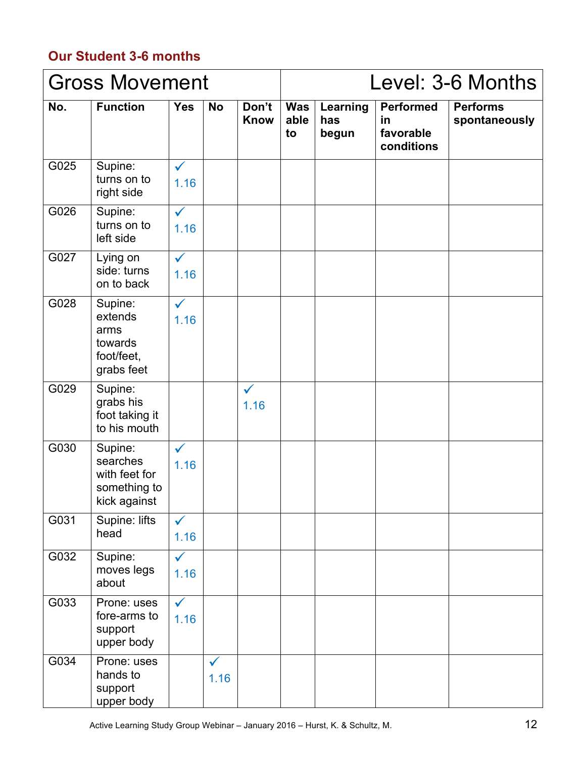## Our Student 3-6 months

| Gross Movement | | | | | | | | Level: 3-6 Months |
|---|---|---|---|---|---|---|---|---|
| **No.** | **Function** | **Yes** | **No** | **Don't Know** | **Was able to** | **Learning has begun** | **Performed in favorable conditions** | **Performs spontaneously** |
| G025 | Supine: turns on to right side | ✓ 1.16 | | | | | | |
| G026 | Supine: turns on to left side | ✓ 1.16 | | | | | | |
| G027 | Lying on side: turns on to back | ✓ 1.16 | | | | | | |
| G028 | Supine: extends arms towards foot/feet, grabs feet | ✓ 1.16 | | | | | | |
| G029 | Supine: grabs his foot taking it to his mouth | | | ✓ 1.16 | | | | |
| G030 | Supine: searches with feet for something to kick against | ✓ 1.16 | | | | | | |
| G031 | Supine: lifts head | ✓ 1.16 | | | | | | |
| G032 | Supine: moves legs about | ✓ 1.16 | | | | | | |
| G033 | Prone: uses fore-arms to support upper body | ✓ 1.16 | | | | | | |
| G034 | Prone: uses hands to support upper body | | ✓ 1.16 | | | | | |

Active Learning Study Group Webinar – January 2016 – Hurst, K. & Schultz, M.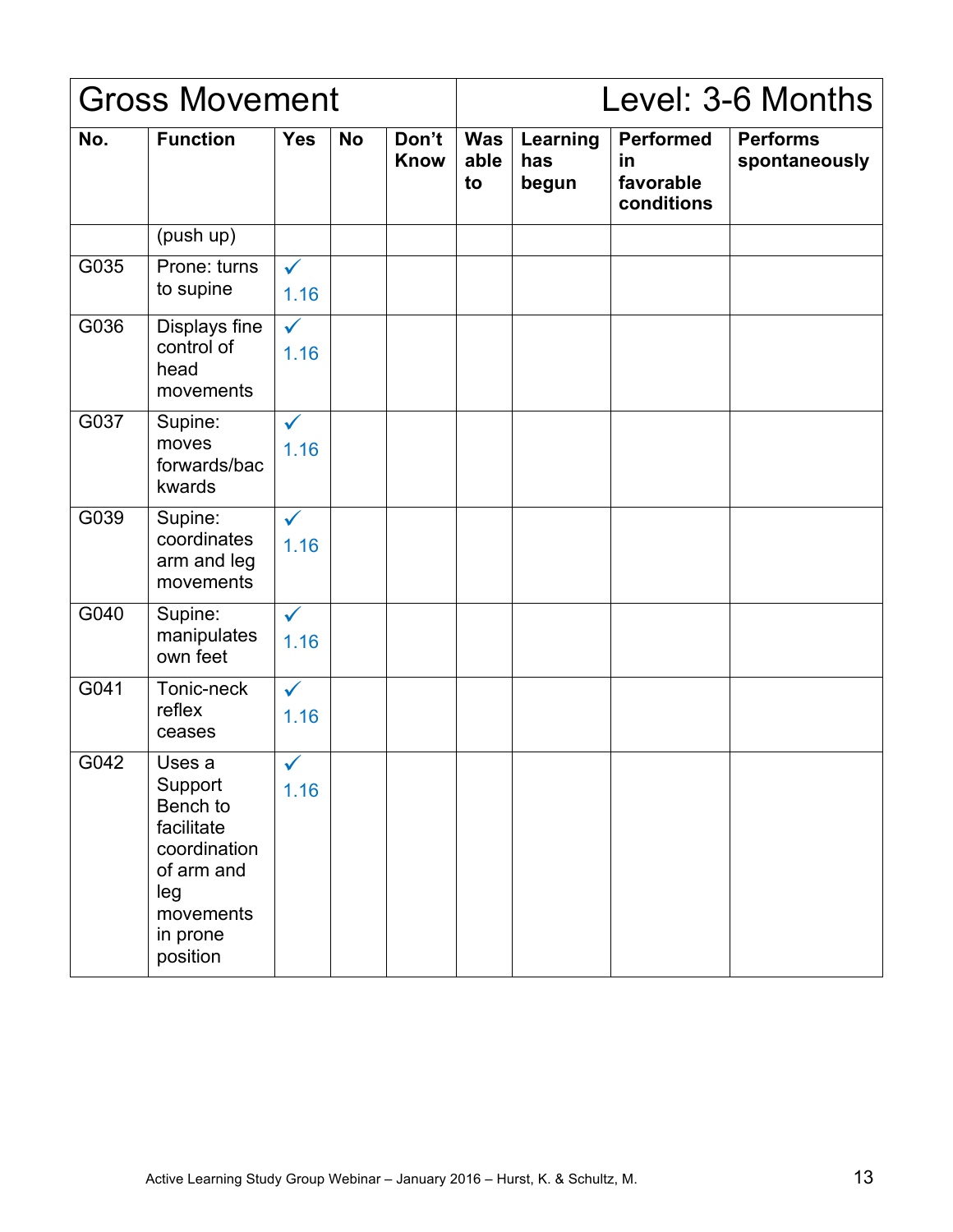| Gross Movement | | | | | Level: 3-6 Months | | | |
|---|---|---|---|---|---|---|---|---|
| **No.** | **Function** | **Yes** | **No** | **Don't Know** | **Was able to** | **Learning has begun** | **Performed in favorable conditions** | **Performs spontaneously** |
| | (push up) | | | | | | | |
| G035 | Prone: turns to supine | ✓ 1.16 | | | | | | |
| G036 | Displays fine control of head movements | ✓ 1.16 | | | | | | |
| G037 | Supine: moves forwards/backwards | ✓ 1.16 | | | | | | |
| G039 | Supine: coordinates arm and leg movements | ✓ 1.16 | | | | | | |
| G040 | Supine: manipulates own feet | ✓ 1.16 | | | | | | |
| G041 | Tonic-neck reflex ceases | ✓ 1.16 | | | | | | |
| G042 | Uses a Support Bench to facilitate coordination of arm and leg movements in prone position | ✓ 1.16 | | | | | | |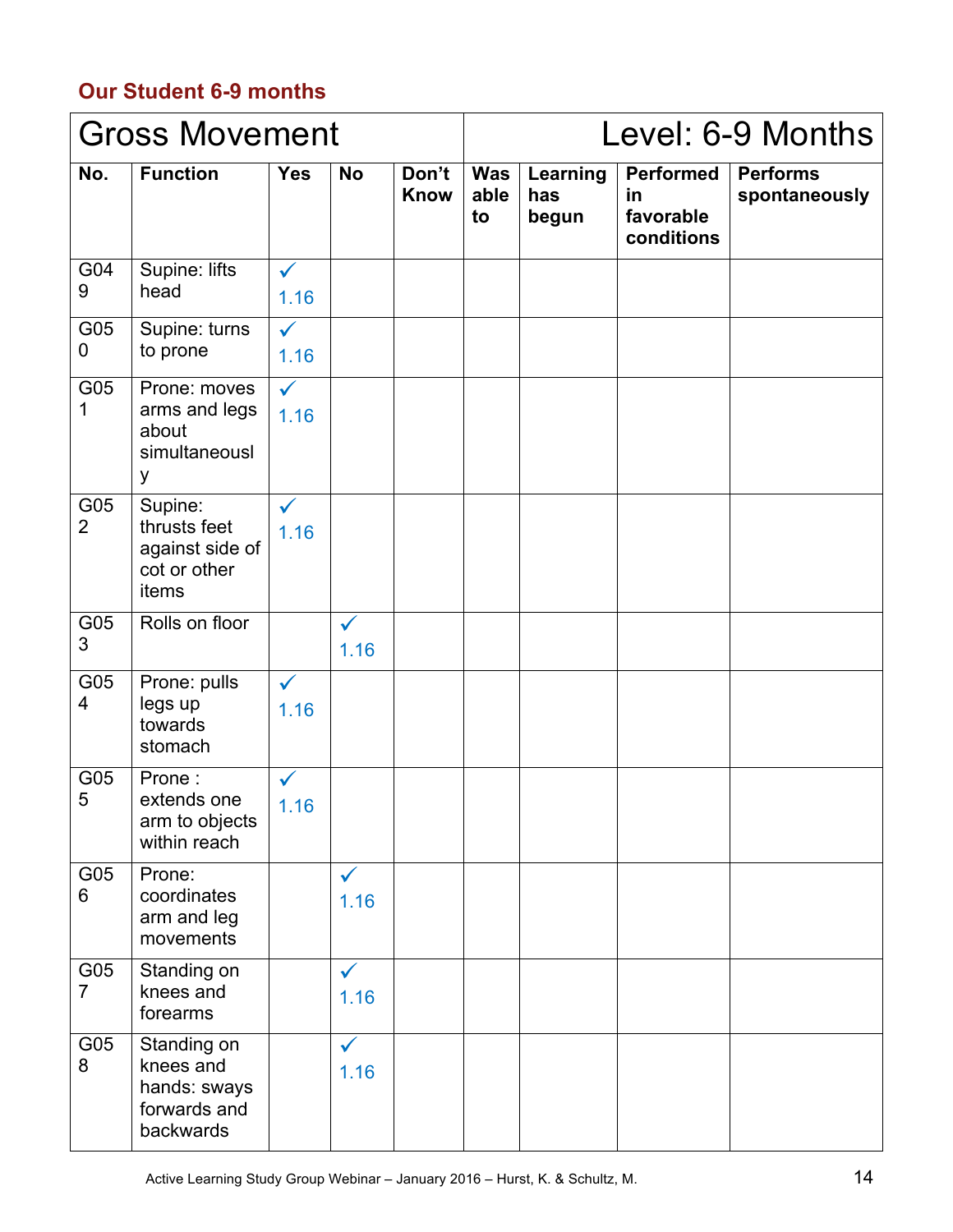## Our Student 6-9 months

| Gross Movement | | | | | Level: 6-9 Months | | | |
|---|---|---|---|---|---|---|---|---|
| **No.** | **Function** | **Yes** | **No** | **Don't Know** | **Was able to** | **Learning has begun** | **Performed in favorable conditions** | **Performs spontaneously** |
| G049 | Supine: lifts head | ✓ 1.16 | | | | | | |
| G050 | Supine: turns to prone | ✓ 1.16 | | | | | | |
| G051 | Prone: moves arms and legs about simultaneously | ✓ 1.16 | | | | | | |
| G052 | Supine: thrusts feet against side of cot or other items | ✓ 1.16 | | | | | | |
| G053 | Rolls on floor | | ✓ 1.16 | | | | | |
| G054 | Prone: pulls legs up towards stomach | ✓ 1.16 | | | | | | |
| G055 | Prone : extends one arm to objects within reach | ✓ 1.16 | | | | | | |
| G056 | Prone: coordinates arm and leg movements | | ✓ 1.16 | | | | | |
| G057 | Standing on knees and forearms | | ✓ 1.16 | | | | | |
| G058 | Standing on knees and hands: sways forwards and backwards | | ✓ 1.16 | | | | | |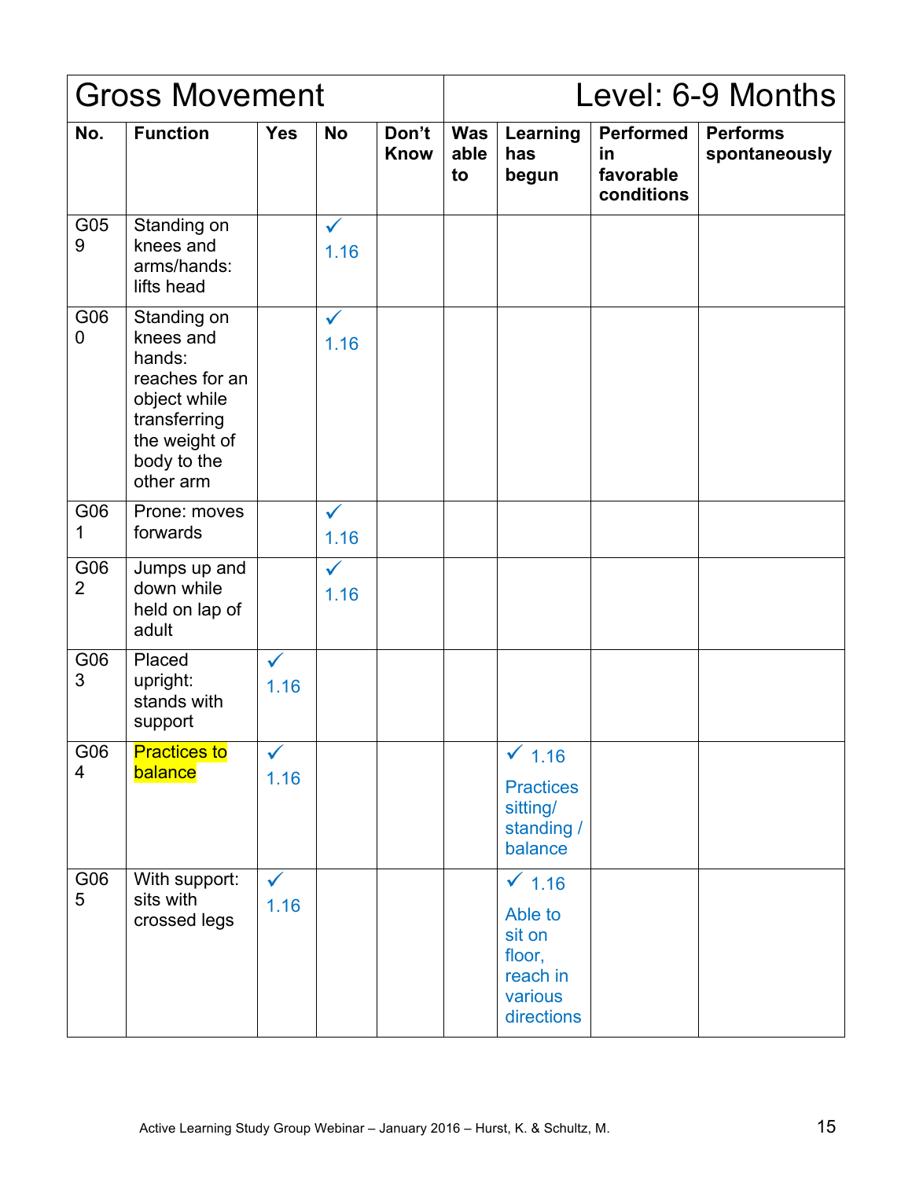| Gross Movement | | | | | | | Level: 6-9 Months | |
|---|---|---|---|---|---|---|---|---|
| **No.** | **Function** | **Yes** | **No** | **Don't Know** | **Was able to** | **Learning has begun** | **Performed in favorable conditions** | **Performs spontaneously** |
| G059 | Standing on knees and arms/hands: lifts head | | ✓ 1.16 | | | | | |
| G060 | Standing on knees and hands: reaches for an object while transferring the weight of body to the other arm | | ✓ 1.16 | | | | | |
| G061 | Prone: moves forwards | | ✓ 1.16 | | | | | |
| G062 | Jumps up and down while held on lap of adult | | ✓ 1.16 | | | | | |
| G063 | Placed upright: stands with support | ✓ 1.16 | | | | | | |
| G064 | Practices to balance | ✓ 1.16 | | | | ✓ 1.16 Practices sitting/ standing / balance | | |
| G065 | With support: sits with crossed legs | ✓ 1.16 | | | | ✓ 1.16 Able to sit on floor, reach in various directions | | |

Active Learning Study Group Webinar – January 2016 – Hurst, K. & Schultz, M.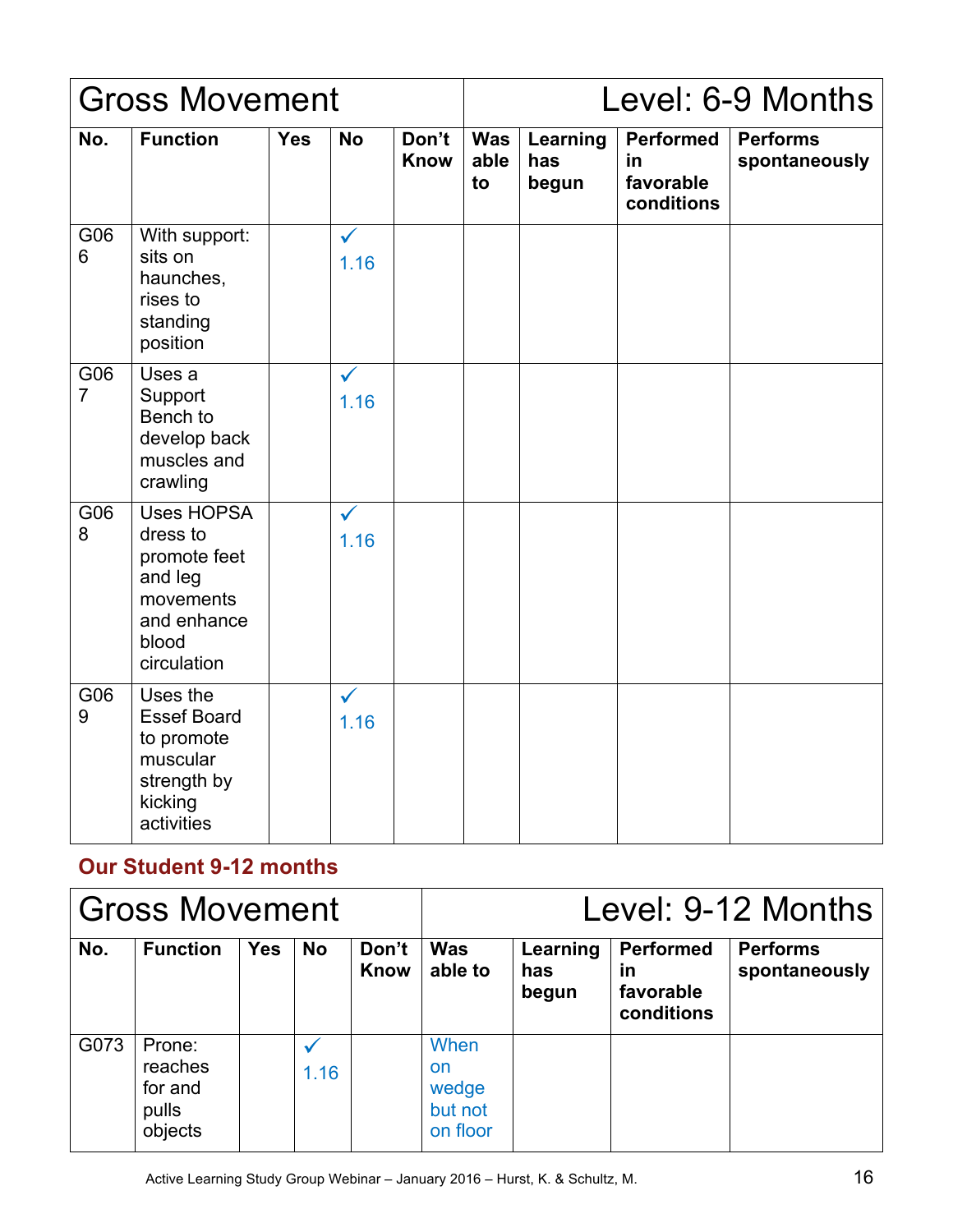| Gross Movement | | | | | Level: 6-9 Months | | | |
|---|---|---|---|---|---|---|---|---|
| **No.** | **Function** | **Yes** | **No** | **Don't Know** | **Was able to** | **Learning has begun** | **Performed in favorable conditions** | **Performs spontaneously** |
| G066 | With support: sits on haunches, rises to standing position | | ✓ 1.16 | | | | | |
| G067 | Uses a Support Bench to develop back muscles and crawling | | ✓ 1.16 | | | | | |
| G068 | Uses HOPSA dress to promote feet and leg movements and enhance blood circulation | | ✓ 1.16 | | | | | |
| G069 | Uses the Essef Board to promote muscular strength by kicking activities | | ✓ 1.16 | | | | | |

**Our Student 9-12 months**

| Gross Movement | | | | | Level: 9-12 Months | | | |
|---|---|---|---|---|---|---|---|---|
| **No.** | **Function** | **Yes** | **No** | **Don't Know** | **Was able to** | **Learning has begun** | **Performed in favorable conditions** | **Performs spontaneously** |
| G073 | Prone: reaches for and pulls objects | | ✓ 1.16 | | When on wedge but not on floor | | | |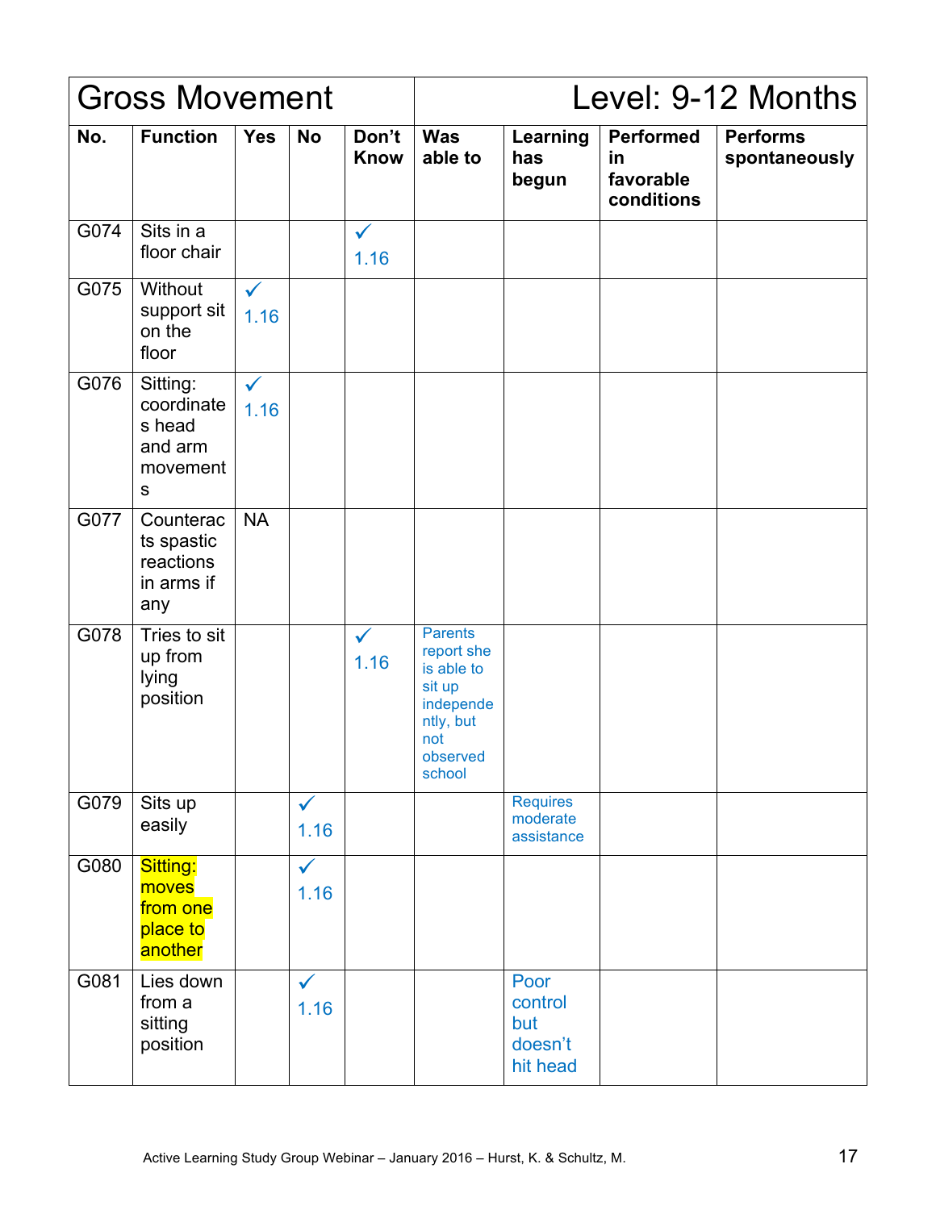| Gross Movement | | | | | Level: 9-12 Months | | | |
|---|---|---|---|---|---|---|---|---|
| **No.** | **Function** | **Yes** | **No** | **Don't Know** | **Was able to** | **Learning has begun** | **Performed in favorable conditions** | **Performs spontaneously** |
| G074 | Sits in a floor chair | | | ✓ 1.16 | | | | |
| G075 | Without support sit on the floor | ✓ 1.16 | | | | | | |
| G076 | Sitting: coordinates head and arm movements | ✓ 1.16 | | | | | | |
| G077 | Counteracts spastic reactions in arms if any | NA | | | | | | |
| G078 | Tries to sit up from lying position | | | ✓ 1.16 | Parents report she is able to sit up independently, but not observed school | | | |
| G079 | Sits up easily | | ✓ 1.16 | | | Requires moderate assistance | | |
| G080 | Sitting: moves from one place to another | | ✓ 1.16 | | | | | |
| G081 | Lies down from a sitting position | | ✓ 1.16 | | | Poor control but doesn't hit head | | |

Active Learning Study Group Webinar – January 2016 – Hurst, K. & Schultz, M.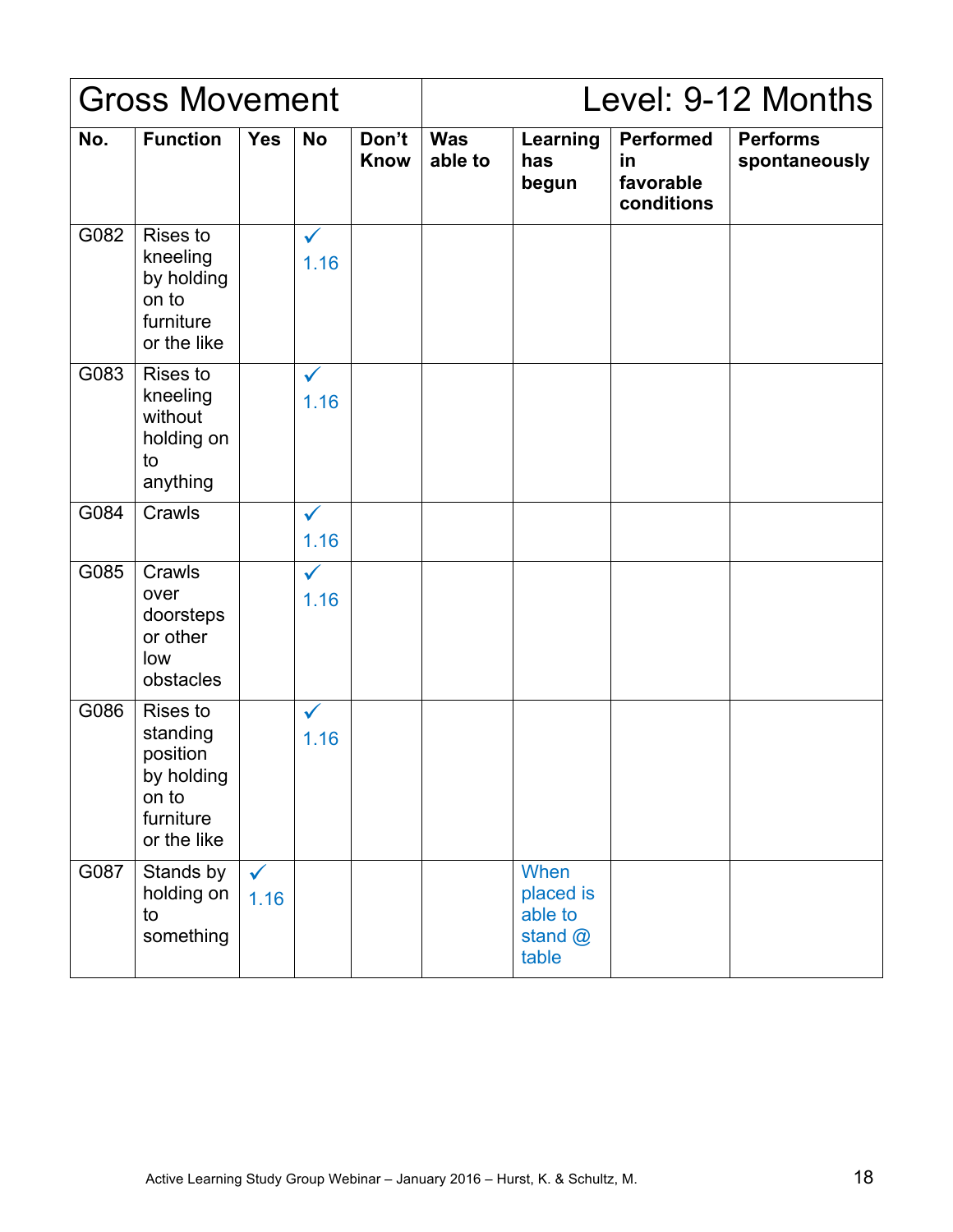| Gross Movement | | | | | | Level: 9-12 Months | | |
|---|---|---|---|---|---|---|---|---|
| **No.** | **Function** | **Yes** | **No** | **Don't Know** | **Was able to** | **Learning has begun** | **Performed in favorable conditions** | **Performs spontaneously** |
| G082 | Rises to kneeling by holding on to furniture or the like | | ✓ 1.16 | | | | | |
| G083 | Rises to kneeling without holding on to anything | | ✓ 1.16 | | | | | |
| G084 | Crawls | | ✓ 1.16 | | | | | |
| G085 | Crawls over doorsteps or other low obstacles | | ✓ 1.16 | | | | | |
| G086 | Rises to standing position by holding on to furniture or the like | | ✓ 1.16 | | | | | |
| G087 | Stands by holding on to something | ✓ 1.16 | | | | When placed is able to stand @ table | | |

Active Learning Study Group Webinar – January 2016 – Hurst, K. & Schultz, M.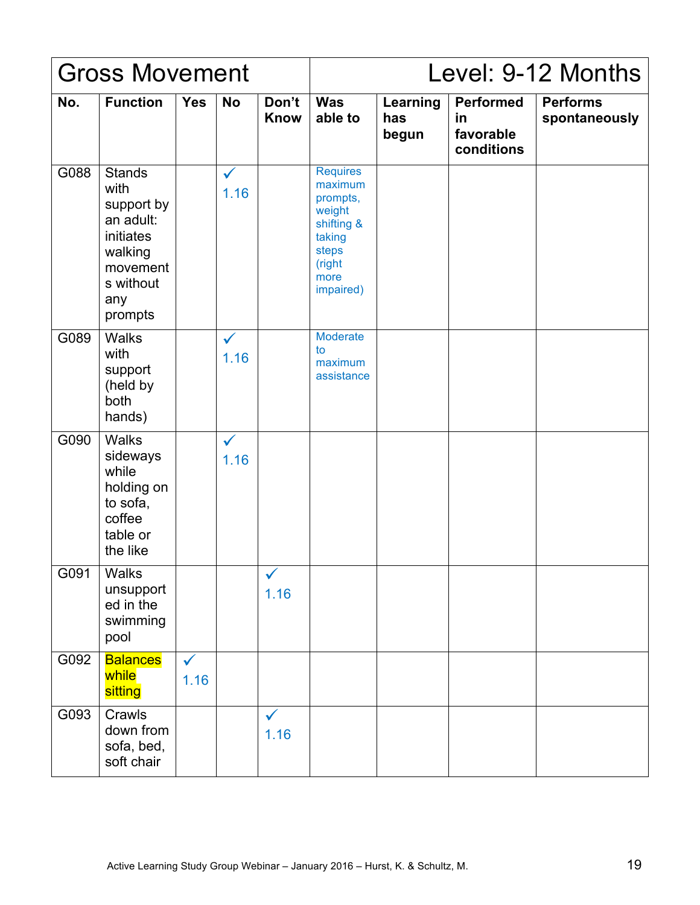| Gross Movement | | | | | Level: 9-12 Months | | | |
|---|---|---|---|---|---|---|---|---|
| **No.** | **Function** | **Yes** | **No** | **Don't Know** | **Was able to** | **Learning has begun** | **Performed in favorable conditions** | **Performs spontaneously** |
| G088 | Stands with support by an adult: initiates walking movements without any prompts | | ✓ 1.16 | | Requires maximum prompts, weight shifting & taking steps (right more impaired) | | | |
| G089 | Walks with support (held by both hands) | | ✓ 1.16 | | Moderate to maximum assistance | | | |
| G090 | Walks sideways while holding on to sofa, coffee table or the like | | ✓ 1.16 | | | | | |
| G091 | Walks unsupported in the swimming pool | | | ✓ 1.16 | | | | |
| G092 | Balances while sitting | ✓ 1.16 | | | | | | |
| G093 | Crawls down from sofa, bed, soft chair | | | ✓ 1.16 | | | | |

Active Learning Study Group Webinar – January 2016 – Hurst, K. & Schultz, M.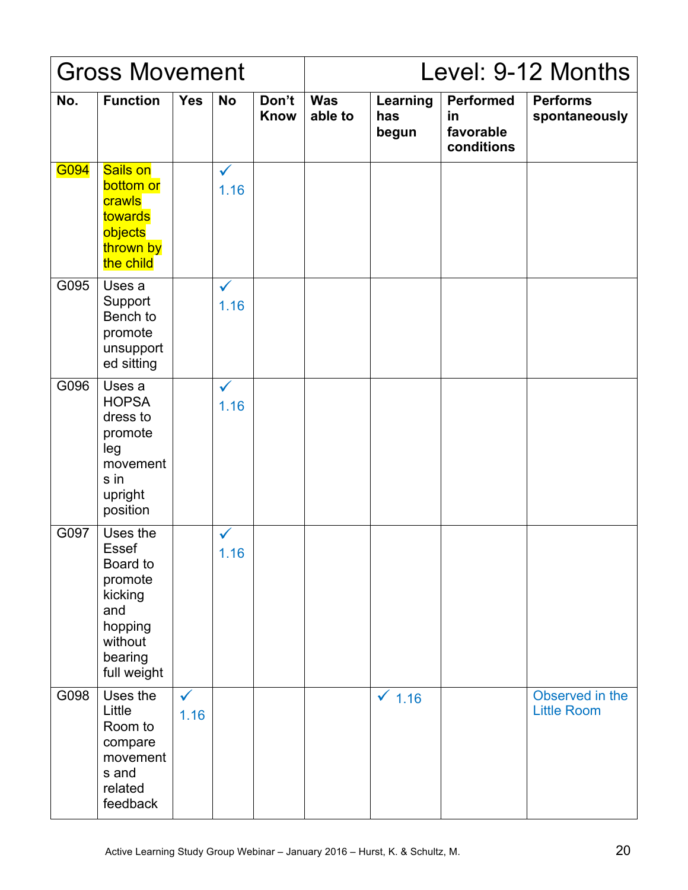| Gross Movement | | | | | Level: 9-12 Months | | | |
|---|---|---|---|---|---|---|---|---|
| **No.** | **Function** | **Yes** | **No** | **Don't Know** | **Was able to** | **Learning has begun** | **Performed in favorable conditions** | **Performs spontaneously** |
| G094 | Sails on bottom or crawls towards objects thrown by the child | | ✓ 1.16 | | | | | |
| G095 | Uses a Support Bench to promote unsupported sitting | | ✓ 1.16 | | | | | |
| G096 | Uses a HOPSA dress to promote leg movements in upright position | | ✓ 1.16 | | | | | |
| G097 | Uses the Essef Board to promote kicking and hopping without bearing full weight | | ✓ 1.16 | | | | | |
| G098 | Uses the Little Room to compare movements and related feedback | ✓ 1.16 | | | | ✓ 1.16 | | Observed in the Little Room |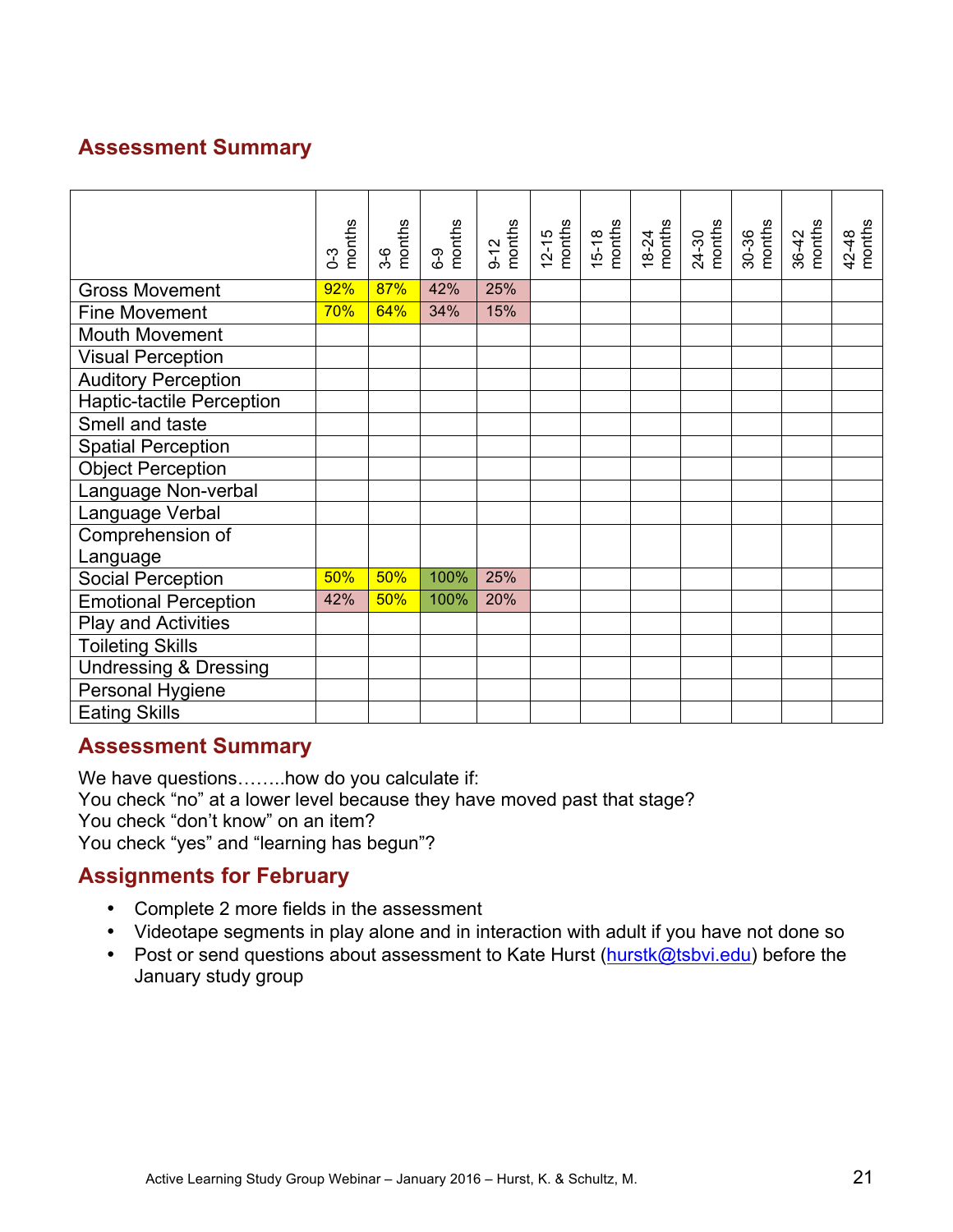## Assessment Summary

| | 0-3 months | 3-6 months | 6-9 months | 9-12 months | 12-15 months | 15-18 months | 18-24 months | 24-30 months | 30-36 months | 36-42 months | 42-48 months |
|---|---|---|---|---|---|---|---|---|---|---|---|
| Gross Movement | 92% | 87% | 42% | 25% | | | | | | | |
| Fine Movement | 70% | 64% | 34% | 15% | | | | | | | |
| Mouth Movement | | | | | | | | | | | |
| Visual Perception | | | | | | | | | | | |
| Auditory Perception | | | | | | | | | | | |
| Haptic-tactile Perception | | | | | | | | | | | |
| Smell and taste | | | | | | | | | | | |
| Spatial Perception | | | | | | | | | | | |
| Object Perception | | | | | | | | | | | |
| Language Non-verbal | | | | | | | | | | | |
| Language Verbal | | | | | | | | | | | |
| Comprehension of Language | | | | | | | | | | | |
| Social Perception | 50% | 50% | 100% | 25% | | | | | | | |
| Emotional Perception | 42% | 50% | 100% | 20% | | | | | | | |
| Play and Activities | | | | | | | | | | | |
| Toileting Skills | | | | | | | | | | | |
| Undressing & Dressing | | | | | | | | | | | |
| Personal Hygiene | | | | | | | | | | | |
| Eating Skills | | | | | | | | | | | |

## Assessment Summary

We have questions……..how do you calculate if:
You check "no" at a lower level because they have moved past that stage?
You check "don't know" on an item?
You check "yes" and "learning has begun"?

## Assignments for February

- Complete 2 more fields in the assessment
- Videotape segments in play alone and in interaction with adult if you have not done so
- Post or send questions about assessment to Kate Hurst (hurstk@tsbvi.edu) before the January study group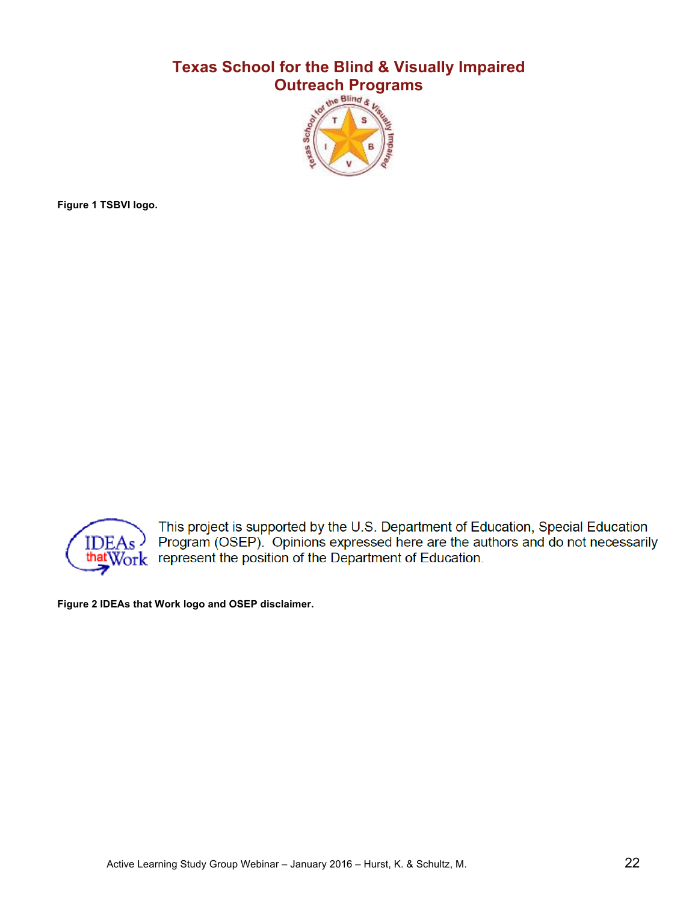# Texas School for the Blind & Visually Impaired Outreach Programs

**Figure 1 TSBVI logo.**

This project is supported by the U.S. Department of Education, Special Education Program (OSEP). Opinions expressed here are the authors and do not necessarily represent the position of the Department of Education.

**Figure 2 IDEAs that Work logo and OSEP disclaimer.**